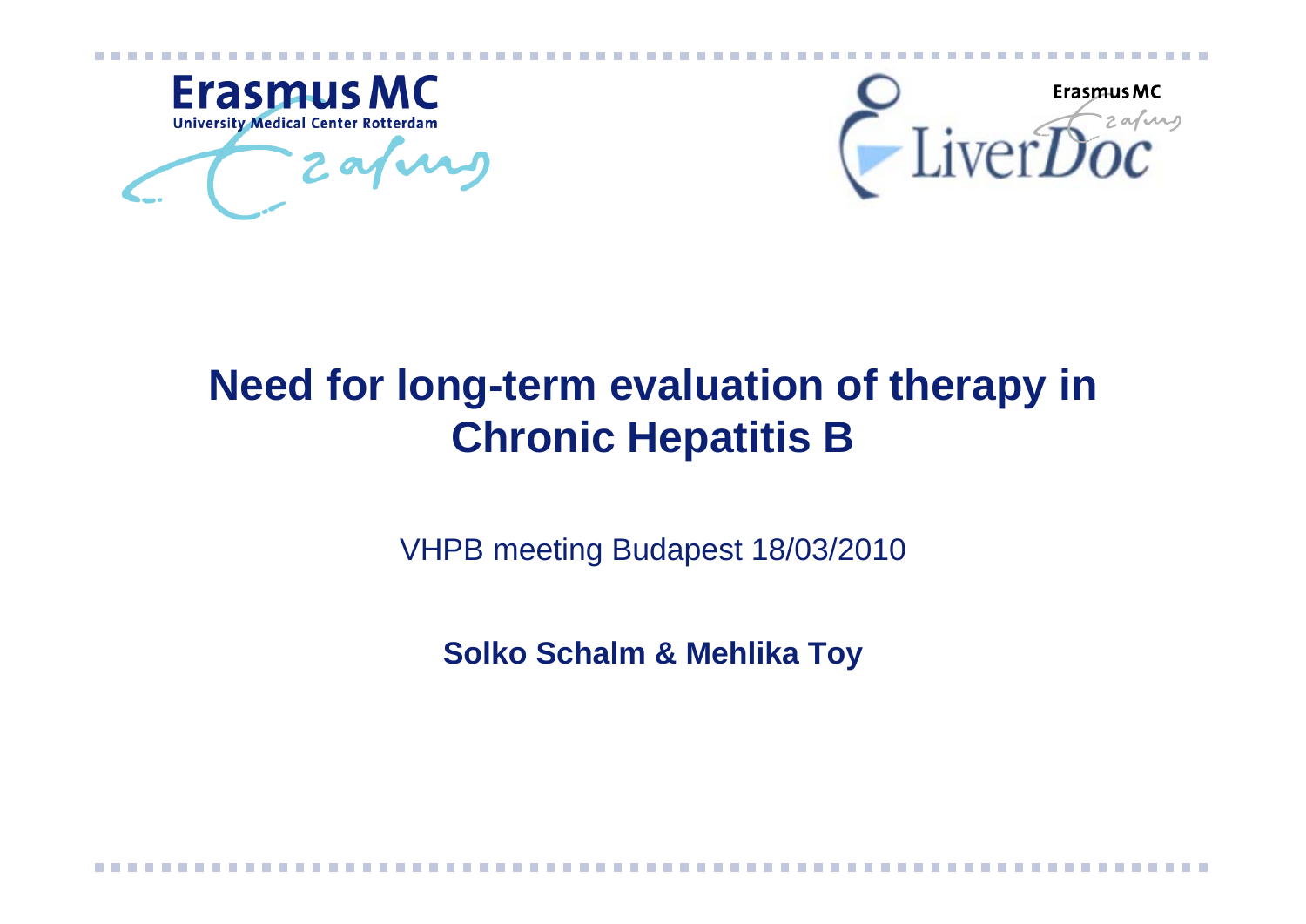Erasmus MC
University Medical Center Rotterdam

Erasmus MC LiverDoc

# Need for long-term evaluation of therapy in Chronic Hepatitis B

VHPB meeting Budapest 18/03/2010

**Solko Schalm & Mehlika Toy**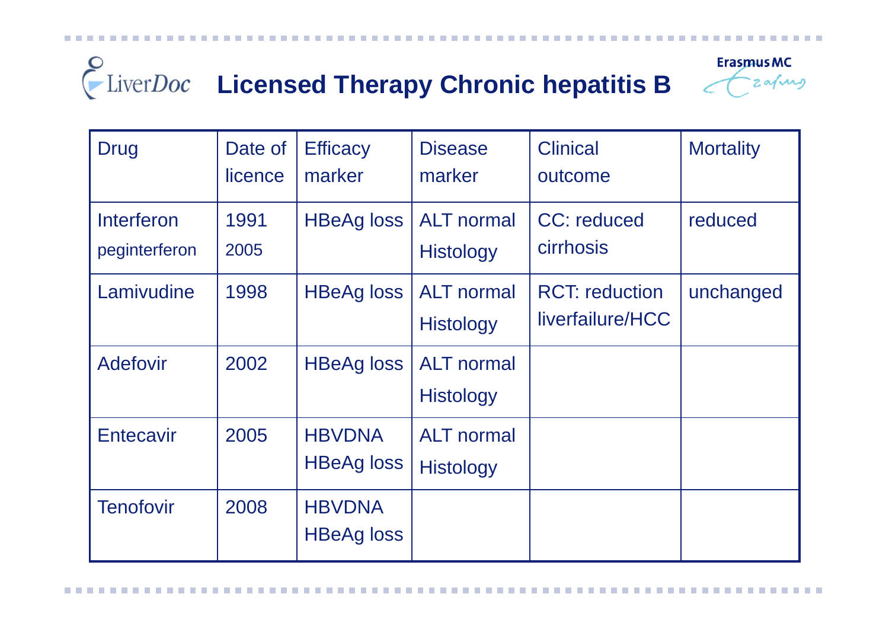# Licensed Therapy Chronic hepatitis B

| Drug | Date of licence | Efficacy marker | Disease marker | Clinical outcome | Mortality |
|---|---|---|---|---|---|
| Interferon peginterferon | 1991 2005 | HBeAg loss | ALT normal Histology | CC: reduced cirrhosis | reduced |
| Lamivudine | 1998 | HBeAg loss | ALT normal Histology | RCT: reduction liverfailure/HCC | unchanged |
| Adefovir | 2002 | HBeAg loss | ALT normal Histology | | |
| Entecavir | 2005 | HBVDNA HBeAg loss | ALT normal Histology | | |
| Tenofovir | 2008 | HBVDNA HBeAg loss | | | |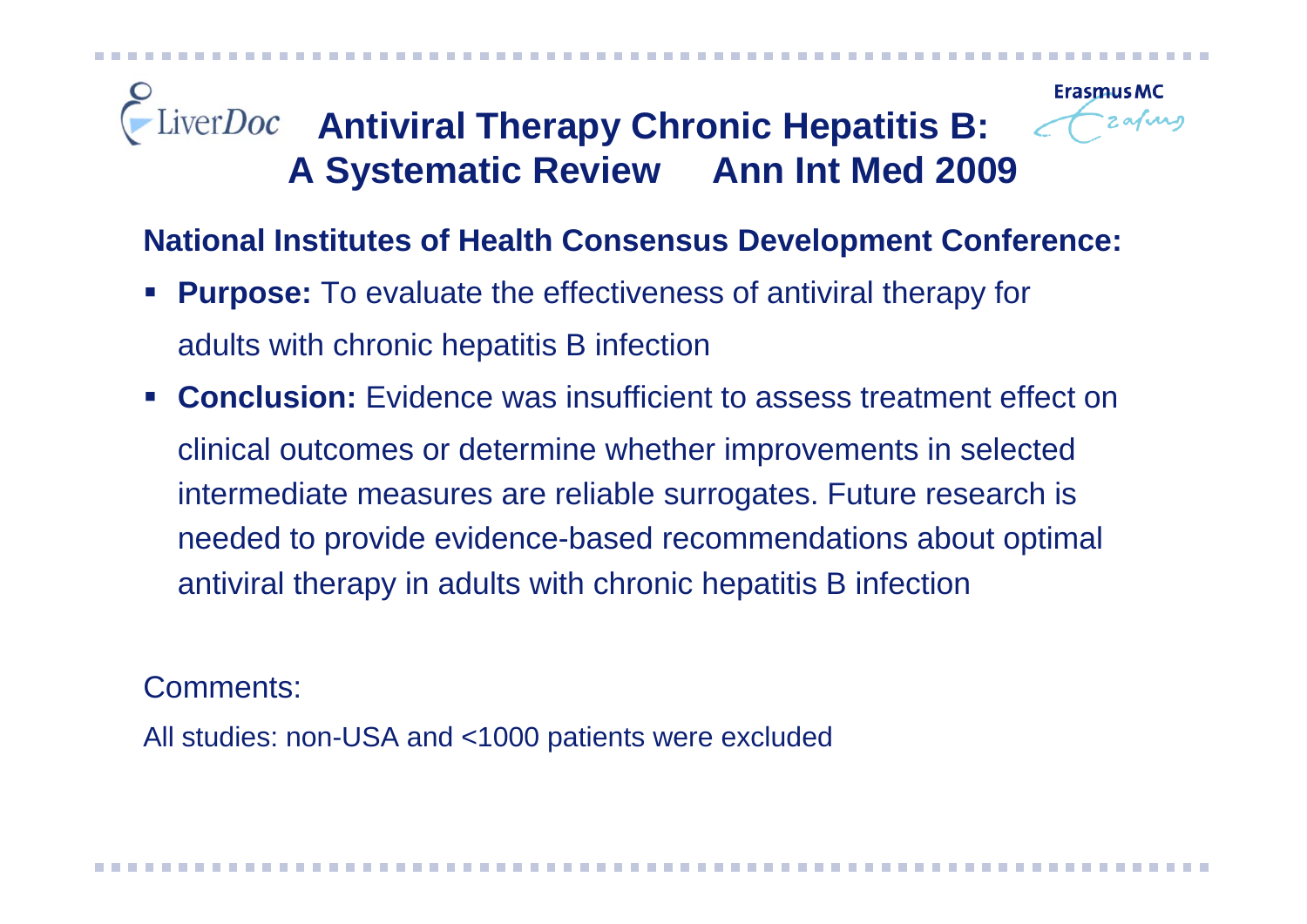# Antiviral Therapy Chronic Hepatitis B: A Systematic Review    Ann Int Med 2009

**National Institutes of Health Consensus Development Conference:**

- **Purpose:** To evaluate the effectiveness of antiviral therapy for adults with chronic hepatitis B infection
- **Conclusion:** Evidence was insufficient to assess treatment effect on clinical outcomes or determine whether improvements in selected intermediate measures are reliable surrogates. Future research is needed to provide evidence-based recommendations about optimal antiviral therapy in adults with chronic hepatitis B infection

Comments:

All studies: non-USA and <1000 patients were excluded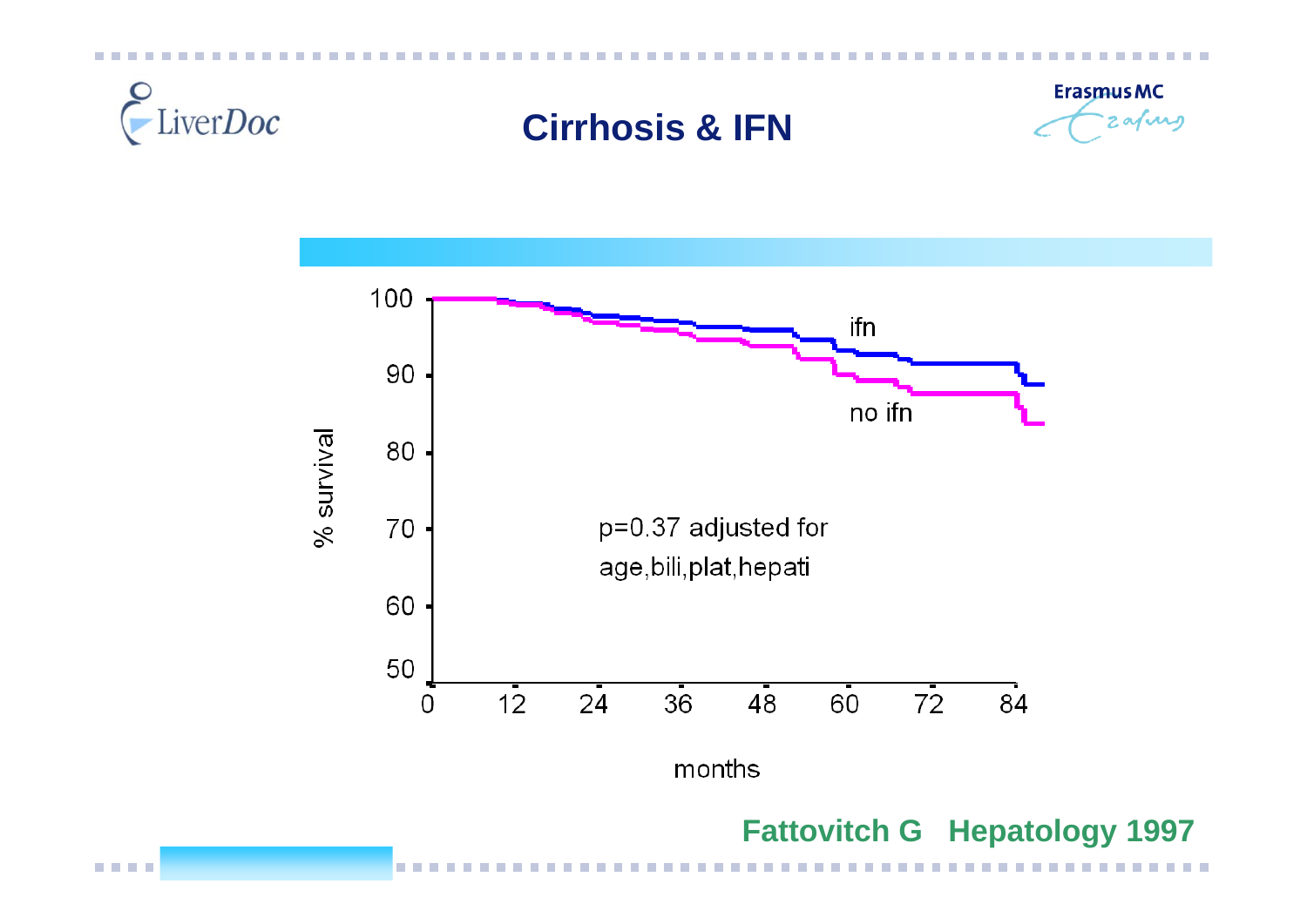# Cirrhosis & IFN

% survival

100, 90, 80, 70, 60, 50

0, 12, 24, 36, 48, 60, 72, 84

months

ifn

no ifn

p=0.37 adjusted for age,bili,plat,hepati

**Fattovitch G Hepatology 1997**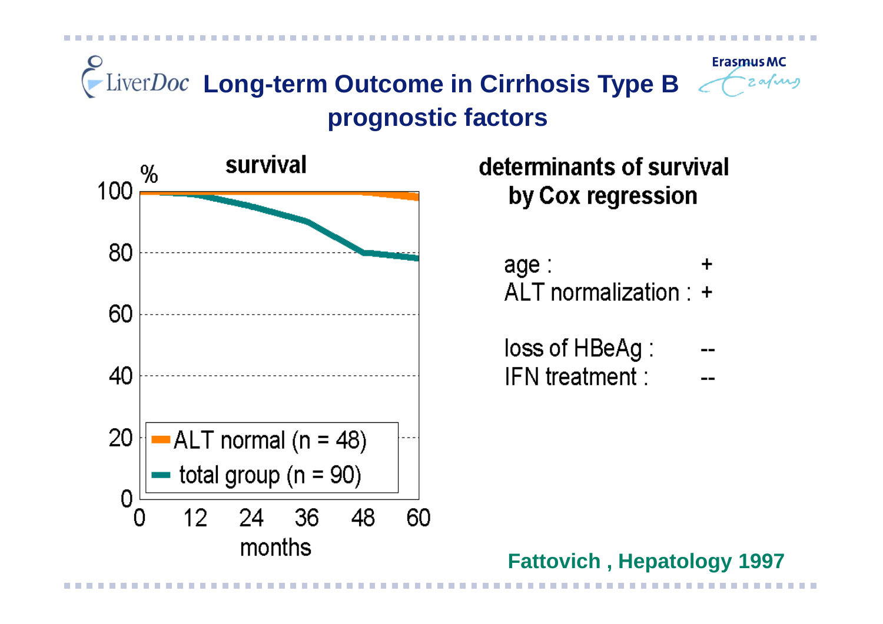# Long-term Outcome in Cirrhosis Type B

## prognostic factors

**survival**

%

100
80
60
40
20
0

0 12 24 36 48 60

months

- ALT normal (n = 48)
- total group (n = 90)

**determinants of survival by Cox regression**

| | |
|---|---|
| age : | + |
| ALT normalization : | + |
| loss of HBeAg : | -- |
| IFN treatment : | -- |

Fattovich , Hepatology 1997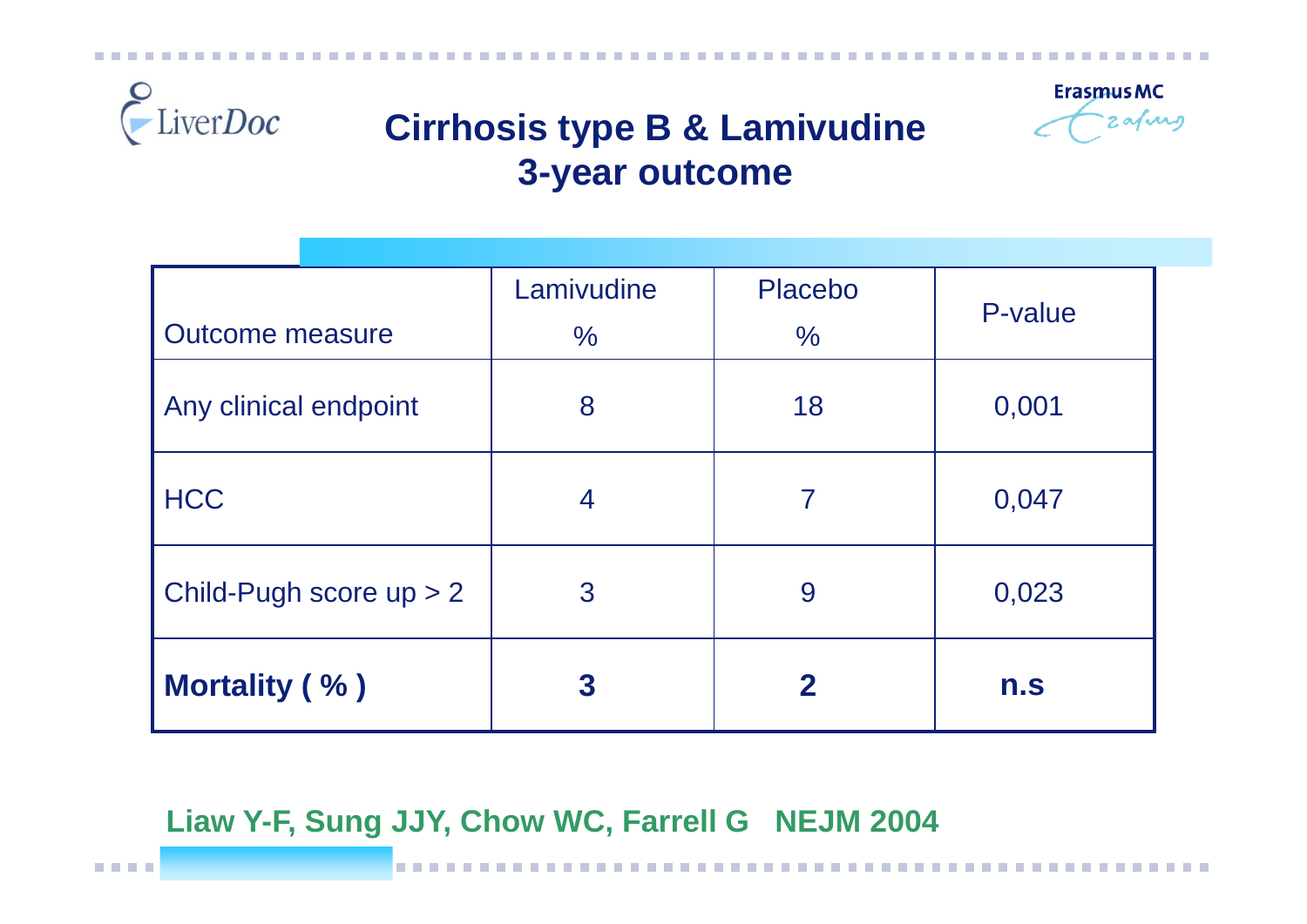# Cirrhosis type B & Lamivudine 3-year outcome

| Outcome measure | Lamivudine % | Placebo % | P-value |
|---|---|---|---|
| Any clinical endpoint | 8 | 18 | 0,001 |
| HCC | 4 | 7 | 0,047 |
| Child-Pugh score up > 2 | 3 | 9 | 0,023 |
| **Mortality ( % )** | **3** | **2** | **n.s** |

**Liaw Y-F, Sung JJY, Chow WC, Farrell G NEJM 2004**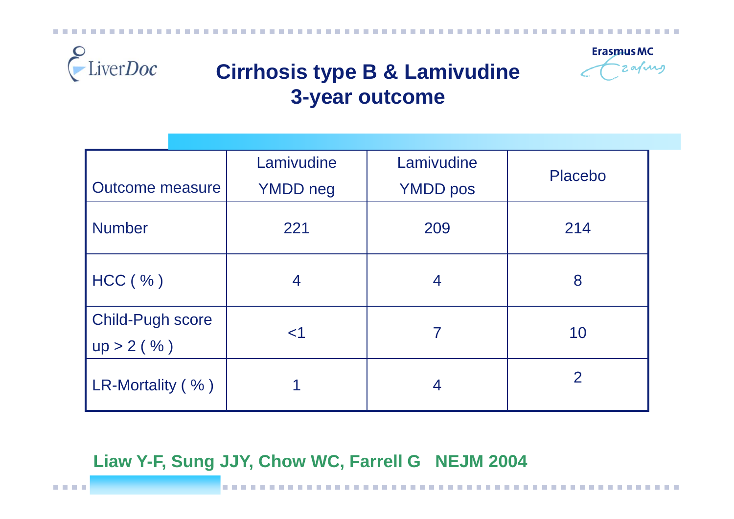# Cirrhosis type B & Lamivudine
## 3-year outcome

| Outcome measure | Lamivudine YMDD neg | Lamivudine YMDD pos | Placebo |
|---|---|---|---|
| Number | 221 | 209 | 214 |
| HCC ( % ) | 4 | 4 | 8 |
| Child-Pugh score up > 2 ( % ) | <1 | 7 | 10 |
| LR-Mortality ( % ) | 1 | 4 | 2 |

**Liaw Y-F, Sung JJY, Chow WC, Farrell G   NEJM 2004**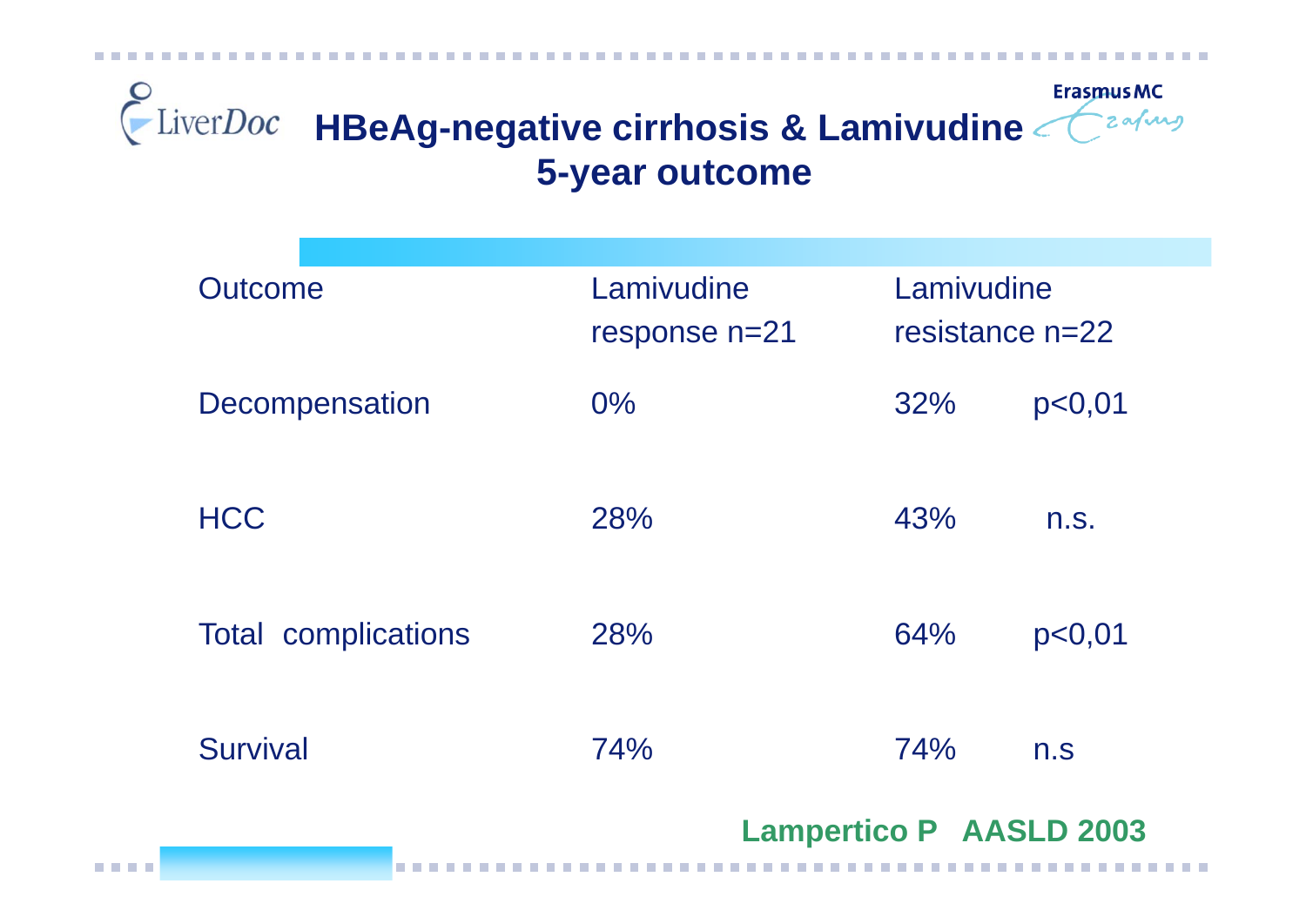# HBeAg-negative cirrhosis & Lamivudine 5-year outcome

| Outcome | Lamivudine response n=21 | Lamivudine resistance n=22 | |
|---|---|---|---|
| Decompensation | 0% | 32% | p<0,01 |
| HCC | 28% | 43% | n.s. |
| Total complications | 28% | 64% | p<0,01 |
| Survival | 74% | 74% | n.s |

**Lampertico P AASLD 2003**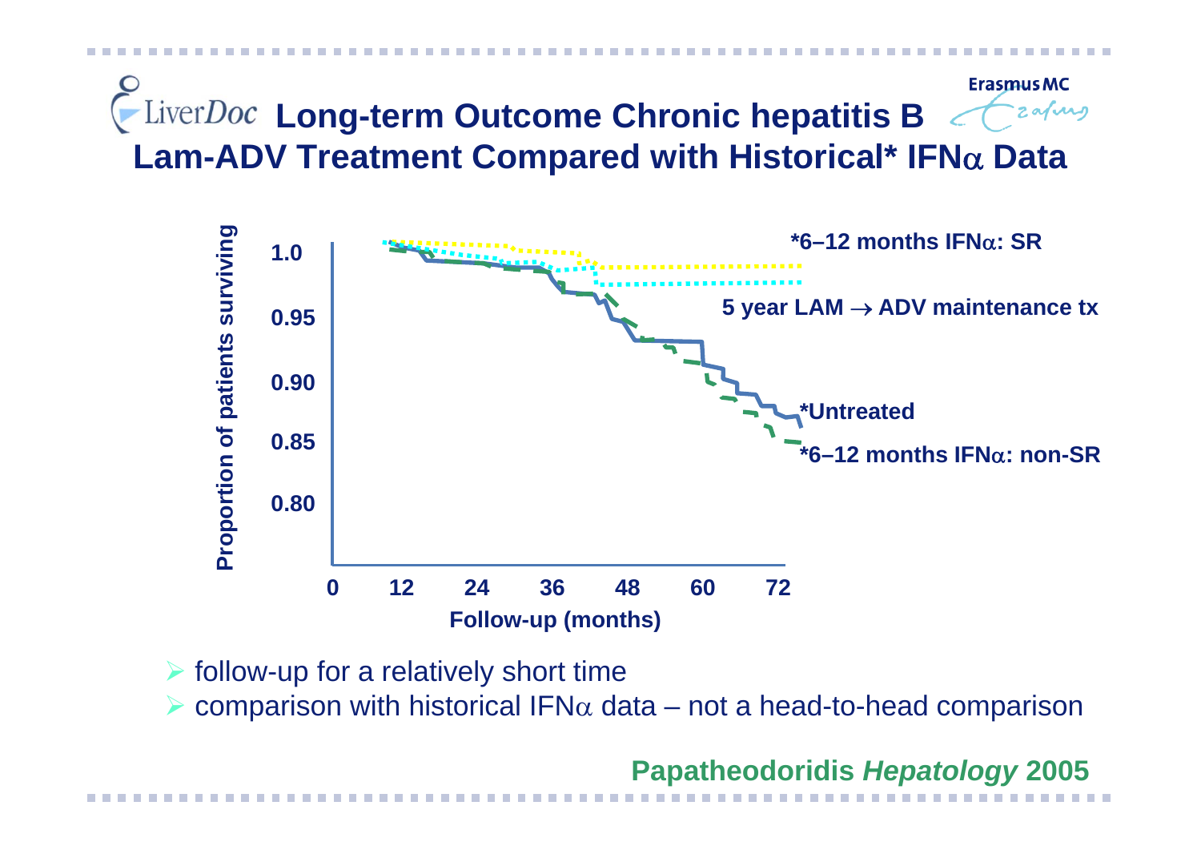# Long-term Outcome Chronic hepatitis B
## Lam-ADV Treatment Compared with Historical* IFN$\alpha$ Data

Proportion of patients surviving

1.0
0.95
0.90
0.85
0.80

0 12 24 36 48 60 72

Follow-up (months)

*6–12 months IFN$\alpha$: SR

5 year LAM $\rightarrow$ ADV maintenance tx

*Untreated

*6–12 months IFN$\alpha$: non-SR

- follow-up for a relatively short time
- comparison with historical IFN$\alpha$ data – not a head-to-head comparison

**Papatheodoridis *Hepatology* 2005**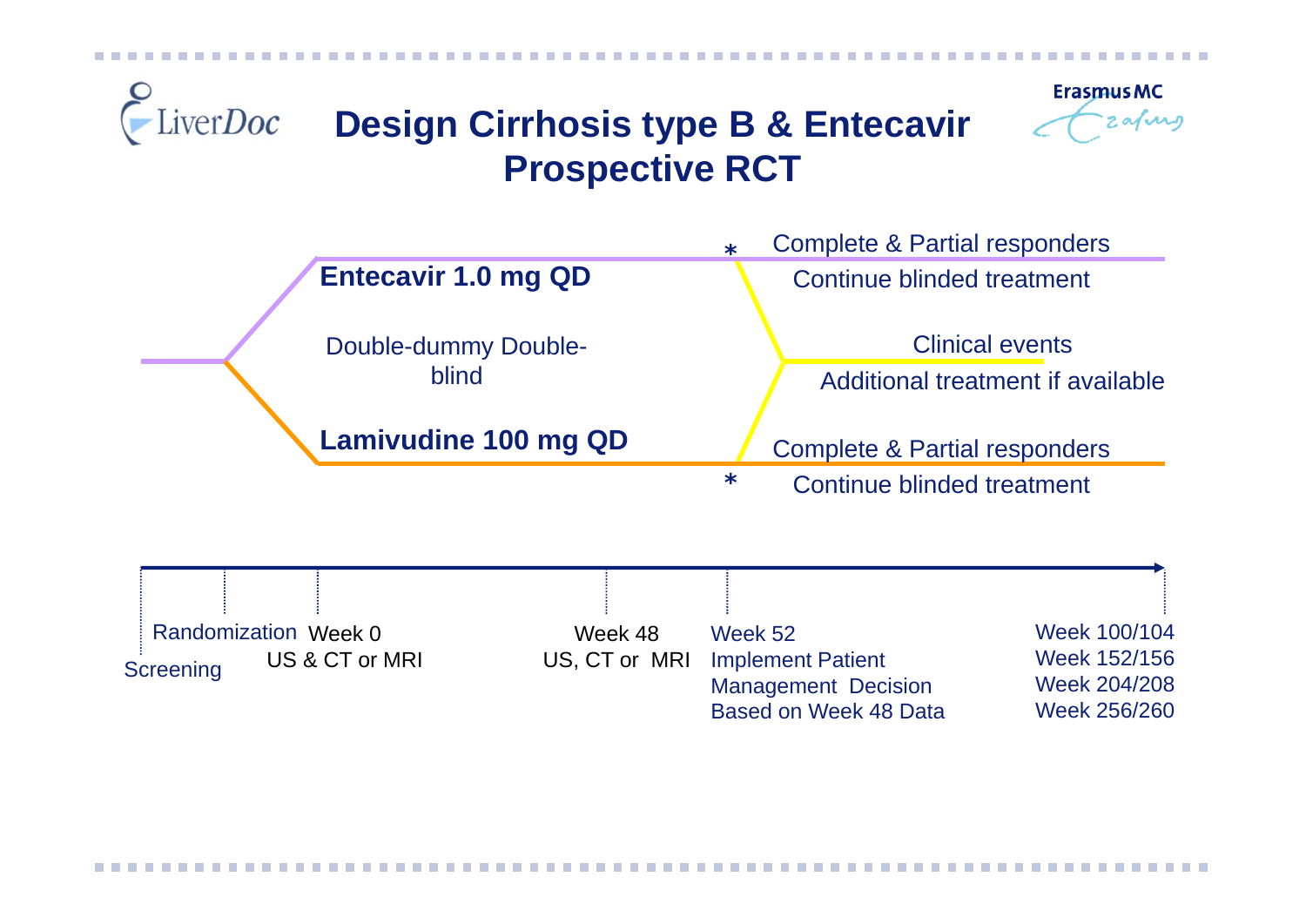# Design Cirrhosis type B & Entecavir Prospective RCT

**Entecavir 1.0 mg QD**

Double-dummy Double-blind

**Lamivudine 100 mg QD**

\* Complete & Partial responders
Continue blinded treatment

Clinical events
Additional treatment if available

\* Complete & Partial responders
Continue blinded treatment

- Screening
- Randomization
- Week 0 — US & CT or MRI
- Week 48 — US, CT or MRI
- Week 52 — Implement Patient Management Decision Based on Week 48 Data
- Week 100/104, Week 152/156, Week 204/208, Week 256/260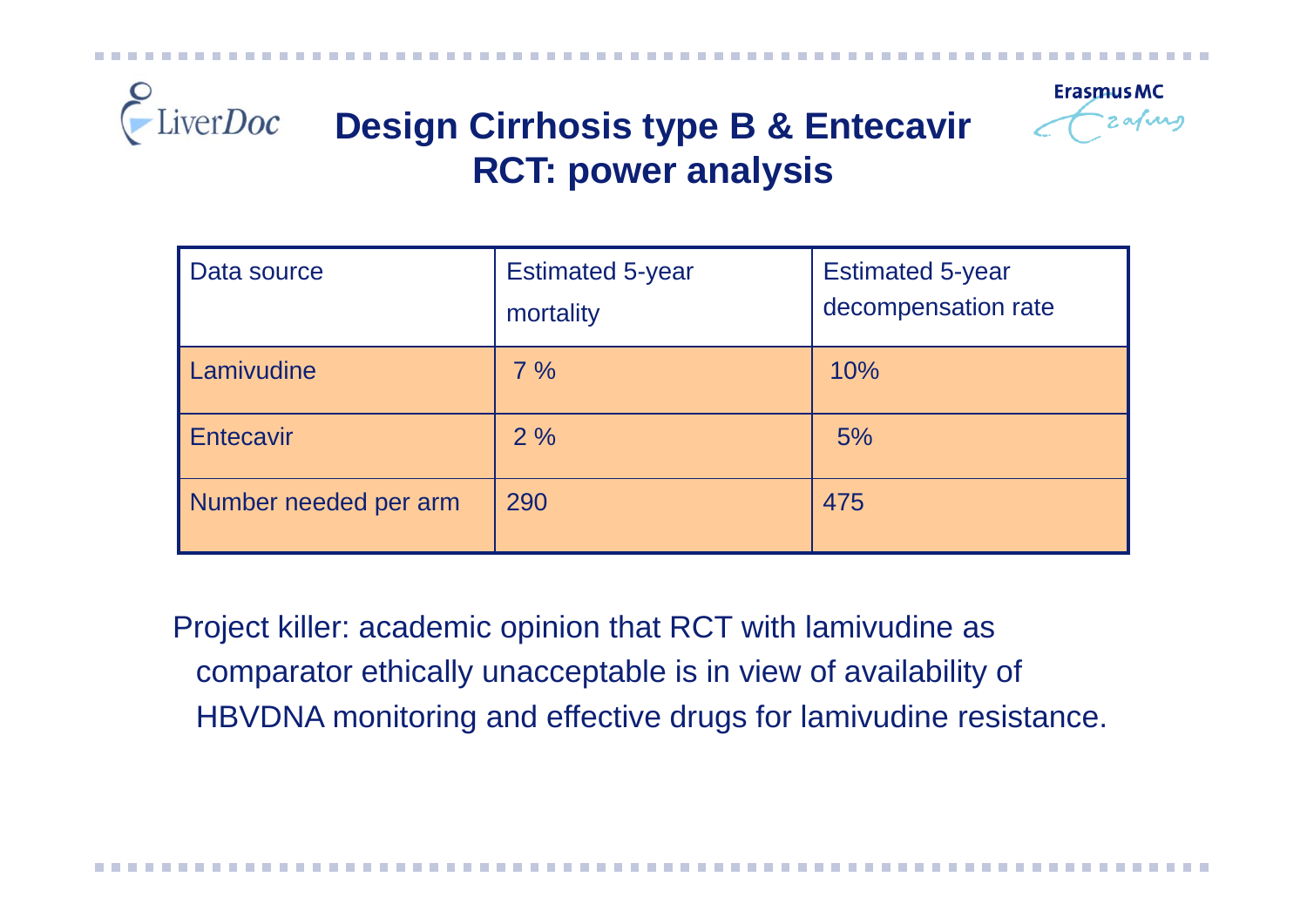# Design Cirrhosis type B & Entecavir RCT: power analysis

| Data source | Estimated 5-year mortality | Estimated 5-year decompensation rate |
|---|---|---|
| Lamivudine | 7 % | 10% |
| Entecavir | 2 % | 5% |
| Number needed per arm | 290 | 475 |

Project killer: academic opinion that RCT with lamivudine as comparator ethically unacceptable is in view of availability of HBVDNA monitoring and effective drugs for lamivudine resistance.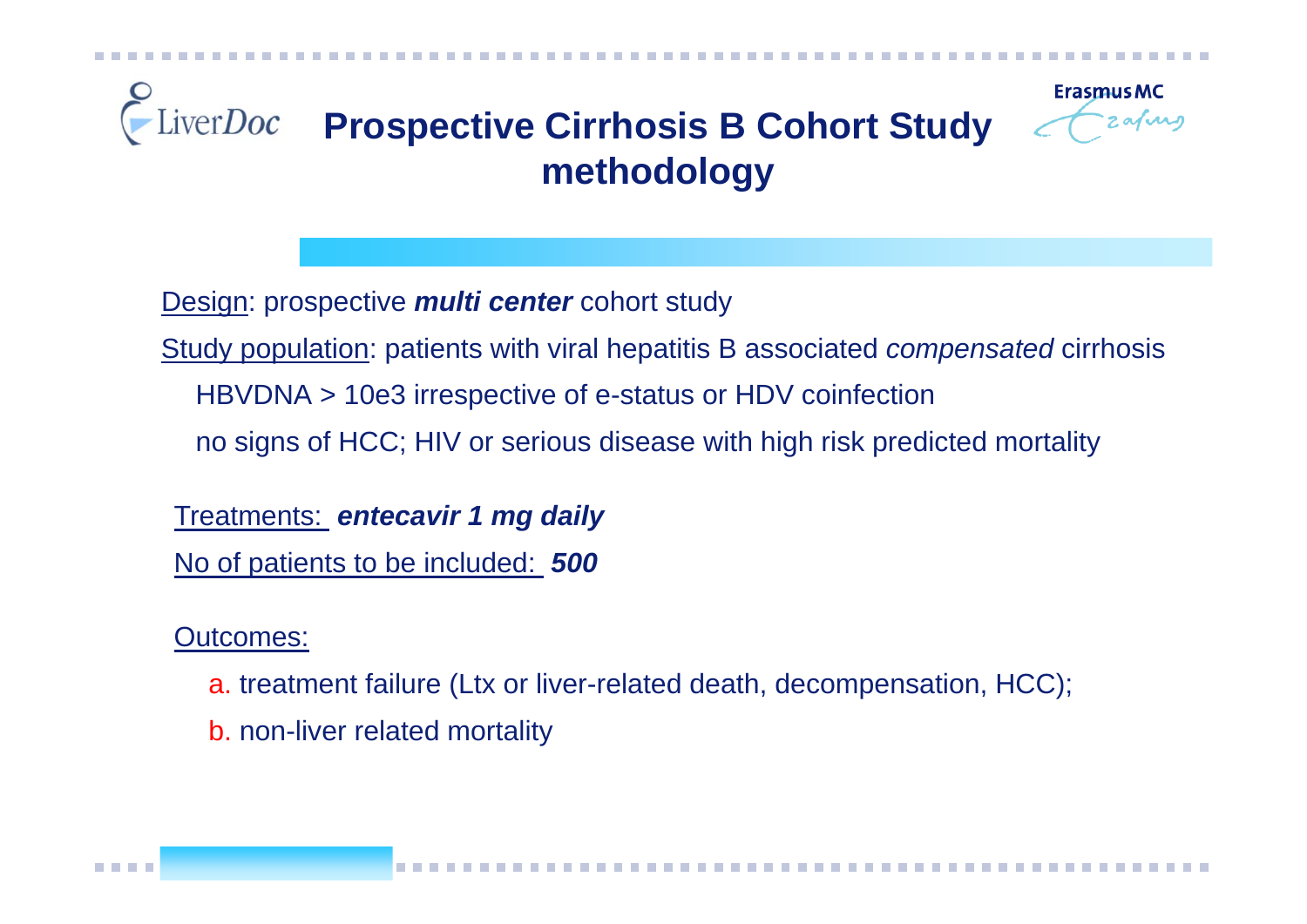# Prospective Cirrhosis B Cohort Study methodology

Design: prospective ***multi center*** cohort study

Study population: patients with viral hepatitis B associated *compensated* cirrhosis

HBVDNA > 10e3 irrespective of e-status or HDV coinfection

no signs of HCC; HIV or serious disease with high risk predicted mortality

Treatments: ***entecavir 1 mg daily***

No of patients to be included: ***500***

Outcomes:

a. treatment failure (Ltx or liver-related death, decompensation, HCC);

b. non-liver related mortality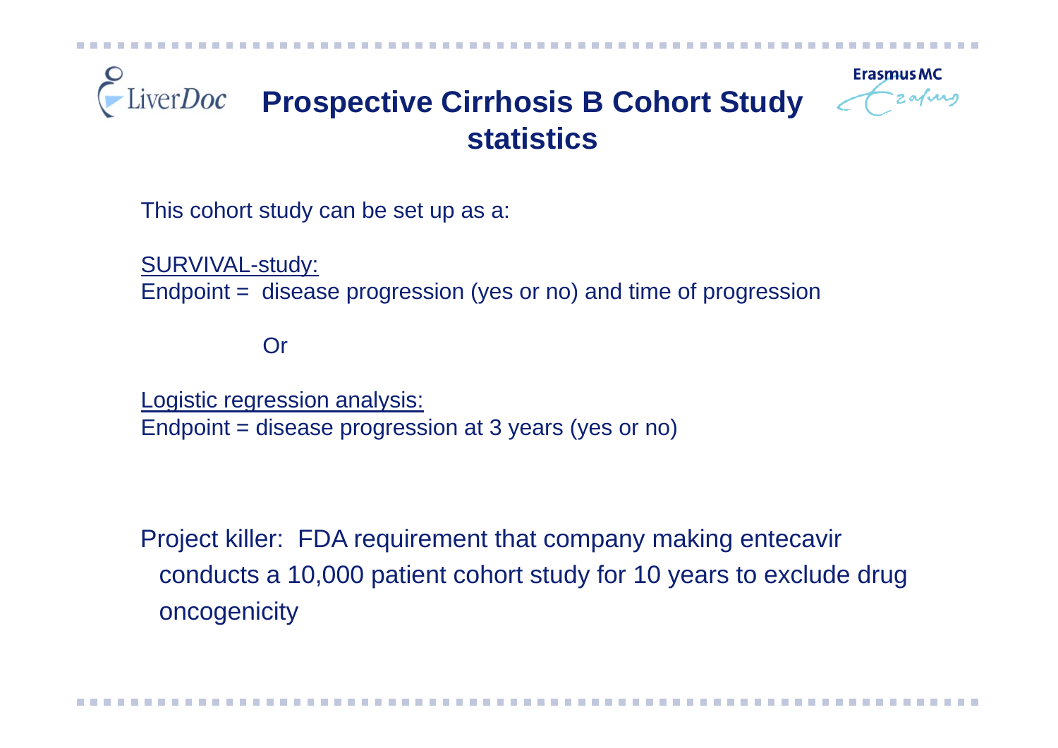# Prospective Cirrhosis B Cohort Study statistics

This cohort study can be set up as a:

<u>SURVIVAL-study:</u>
Endpoint = disease progression (yes or no) and time of progression

Or

<u>Logistic regression analysis:</u>
Endpoint = disease progression at 3 years (yes or no)

Project killer: FDA requirement that company making entecavir conducts a 10,000 patient cohort study for 10 years to exclude drug oncogenicity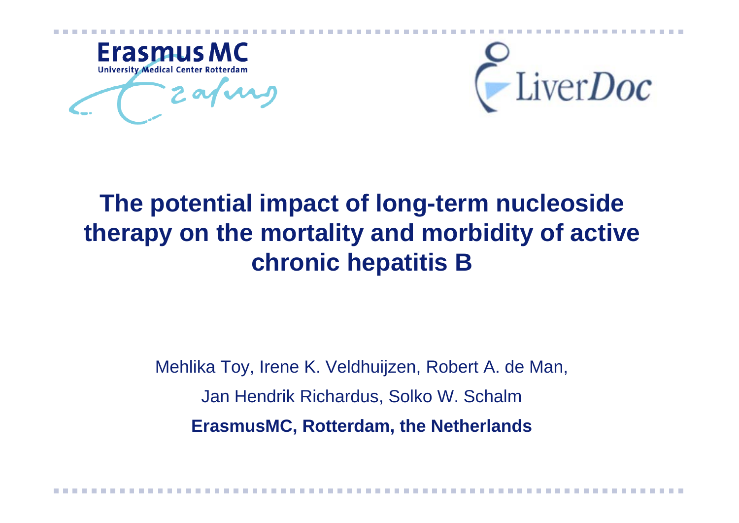Erasmus MC

University Medical Center Rotterdam

LiverDoc

# The potential impact of long-term nucleoside therapy on the mortality and morbidity of active chronic hepatitis B

Mehlika Toy, Irene K. Veldhuijzen, Robert A. de Man,

Jan Hendrik Richardus, Solko W. Schalm

**ErasmusMC, Rotterdam, the Netherlands**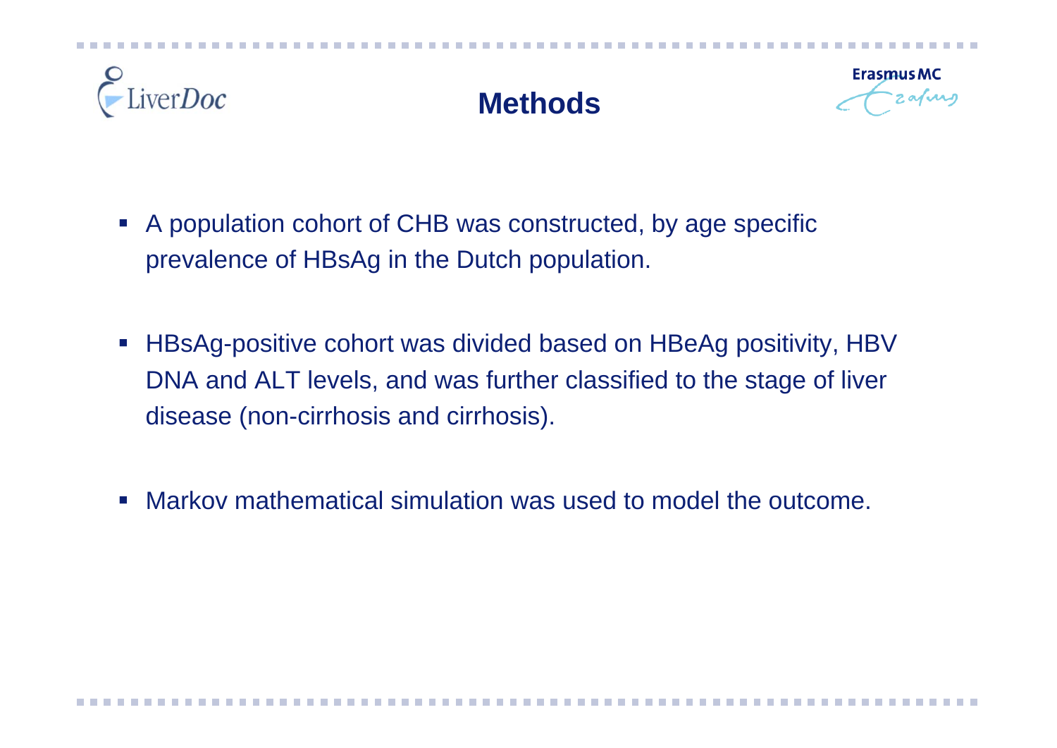# Methods

- A population cohort of CHB was constructed, by age specific prevalence of HBsAg in the Dutch population.
- HBsAg-positive cohort was divided based on HBeAg positivity, HBV DNA and ALT levels, and was further classified to the stage of liver disease (non-cirrhosis and cirrhosis).
- Markov mathematical simulation was used to model the outcome.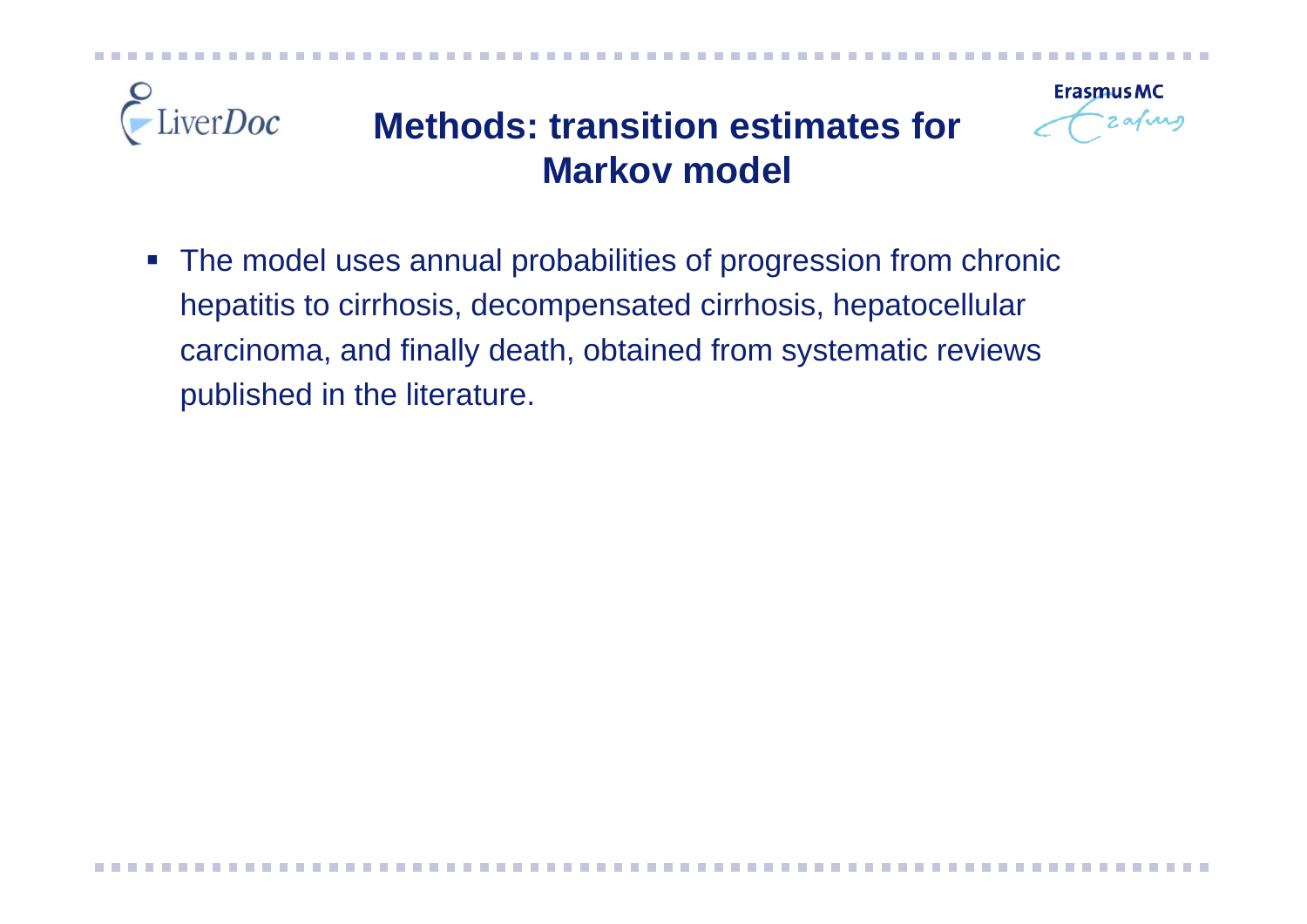# Methods: transition estimates for Markov model

- The model uses annual probabilities of progression from chronic hepatitis to cirrhosis, decompensated cirrhosis, hepatocellular carcinoma, and finally death, obtained from systematic reviews published in the literature.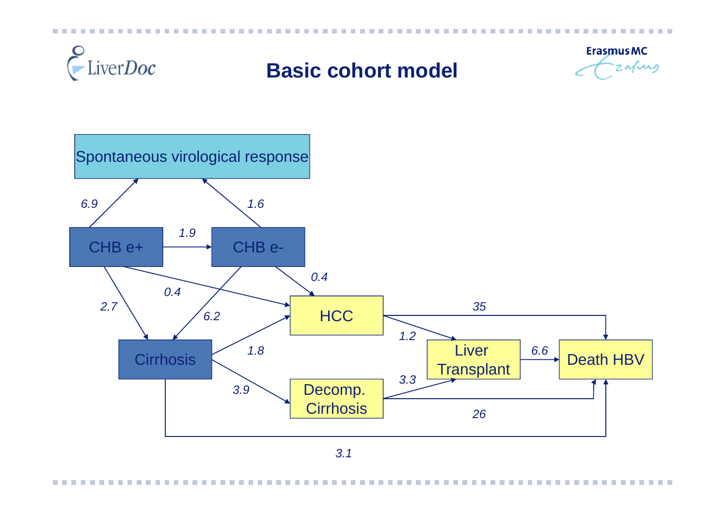# Basic cohort model

Spontaneous virological response

CHB e+ → Spontaneous virological response: 6.9

CHB e- → Spontaneous virological response: 1.6

CHB e+ → CHB e-: 1.9

CHB e+ → HCC: 0.4

CHB e+ → Cirrhosis: 2.7

CHB e- → HCC: 0.4

CHB e- → Cirrhosis: 6.2

Cirrhosis → HCC: 1.8

Cirrhosis → Decomp. Cirrhosis: 3.9

Cirrhosis → Death HBV: 3.1

HCC → Liver Transplant: 1.2

HCC → Death HBV: 35

Decomp. Cirrhosis → Liver Transplant: 3.3

Decomp. Cirrhosis → Death HBV: 26

Liver Transplant → Death HBV: 6.6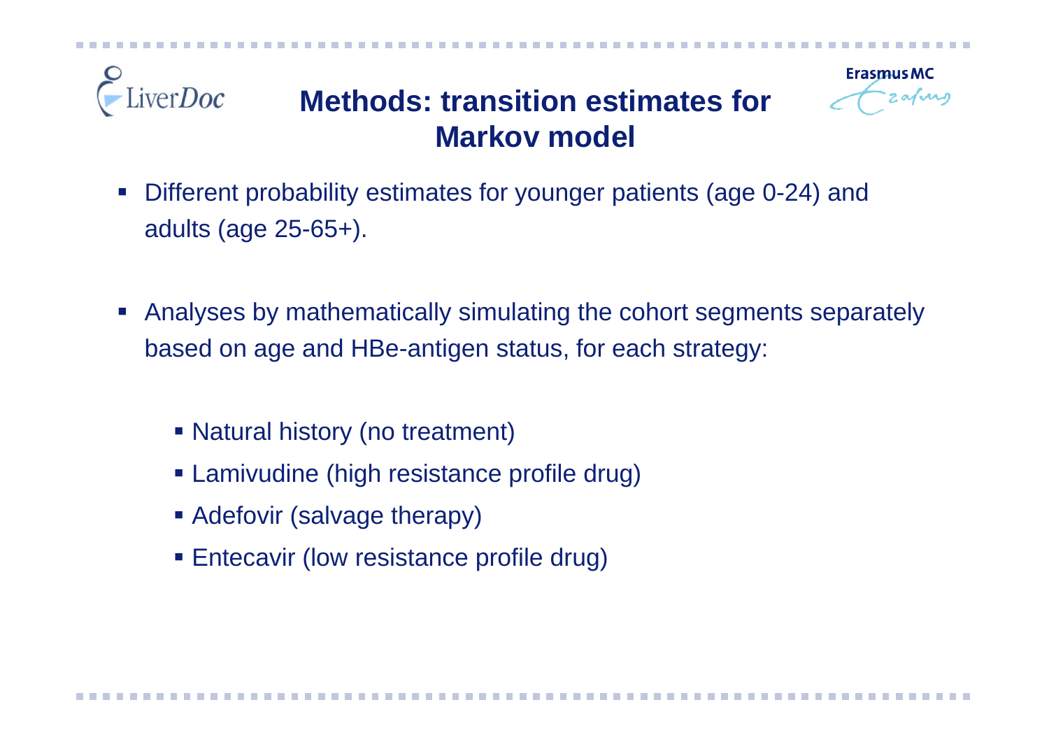# Methods: transition estimates for Markov model

- Different probability estimates for younger patients (age 0-24) and adults (age 25-65+).

- Analyses by mathematically simulating the cohort segments separately based on age and HBe-antigen status, for each strategy:

  - Natural history (no treatment)
  - Lamivudine (high resistance profile drug)
  - Adefovir (salvage therapy)
  - Entecavir (low resistance profile drug)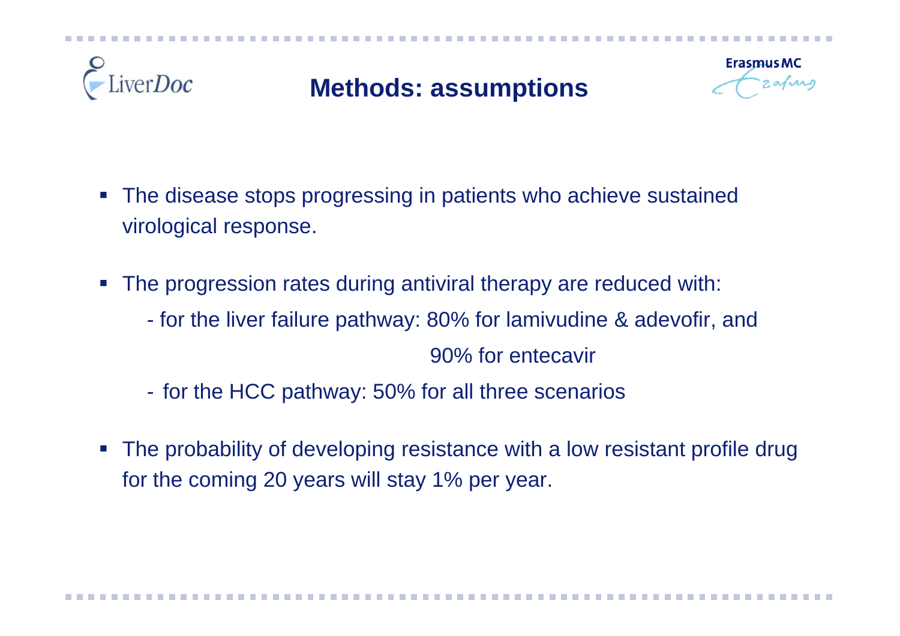# Methods: assumptions

- The disease stops progressing in patients who achieve sustained virological response.
- The progression rates during antiviral therapy are reduced with:
  - for the liver failure pathway: 80% for lamivudine & adevofir, and 90% for entecavir
  - for the HCC pathway: 50% for all three scenarios
- The probability of developing resistance with a low resistant profile drug for the coming 20 years will stay 1% per year.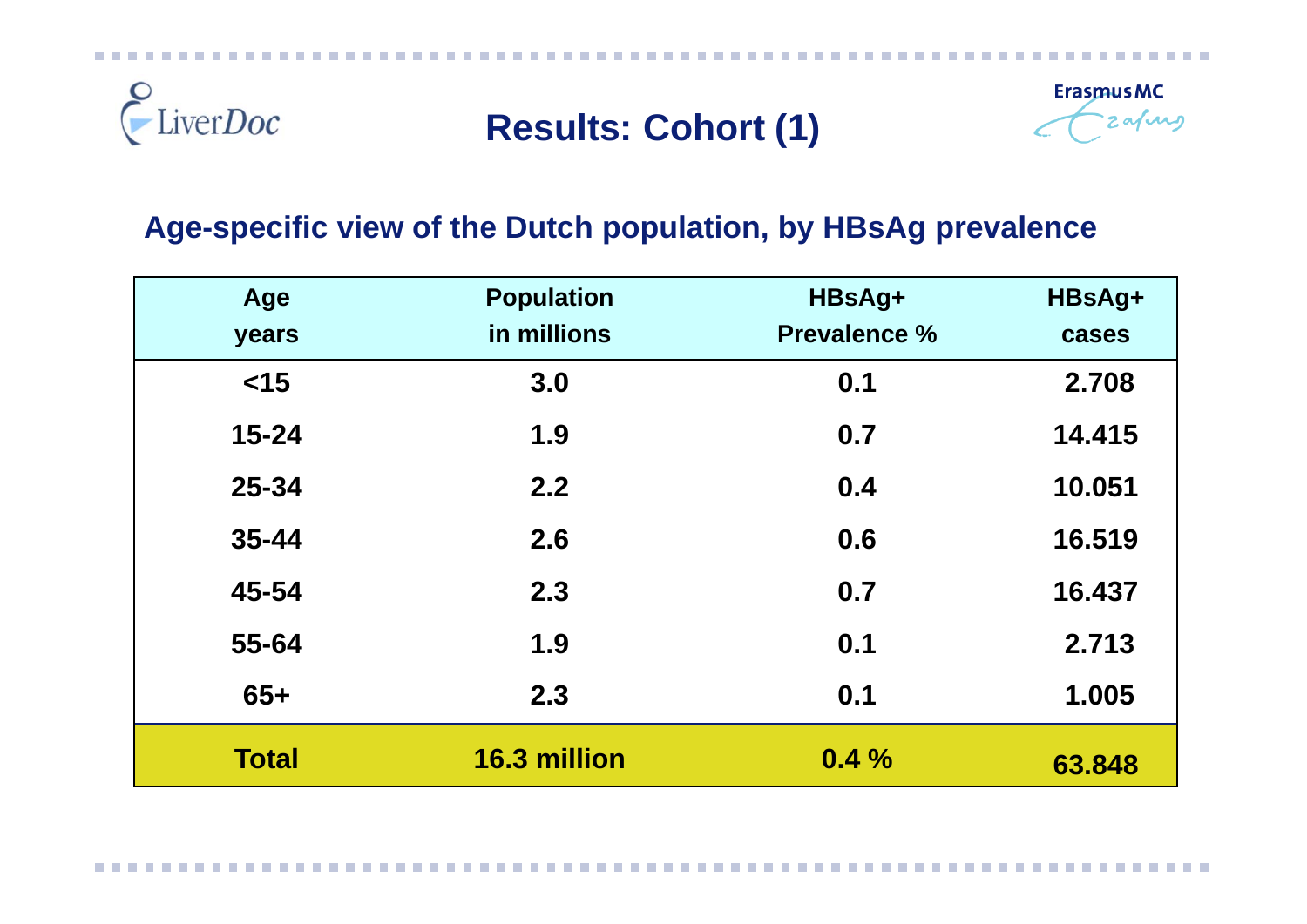# Results: Cohort (1)

## Age-specific view of the Dutch population, by HBsAg prevalence

| Age years | Population in millions | HBsAg+ Prevalence % | HBsAg+ cases |
|---|---|---|---|
| <15 | 3.0 | 0.1 | 2.708 |
| 15-24 | 1.9 | 0.7 | 14.415 |
| 25-34 | 2.2 | 0.4 | 10.051 |
| 35-44 | 2.6 | 0.6 | 16.519 |
| 45-54 | 2.3 | 0.7 | 16.437 |
| 55-64 | 1.9 | 0.1 | 2.713 |
| 65+ | 2.3 | 0.1 | 1.005 |
| **Total** | **16.3 million** | **0.4 %** | **63.848** |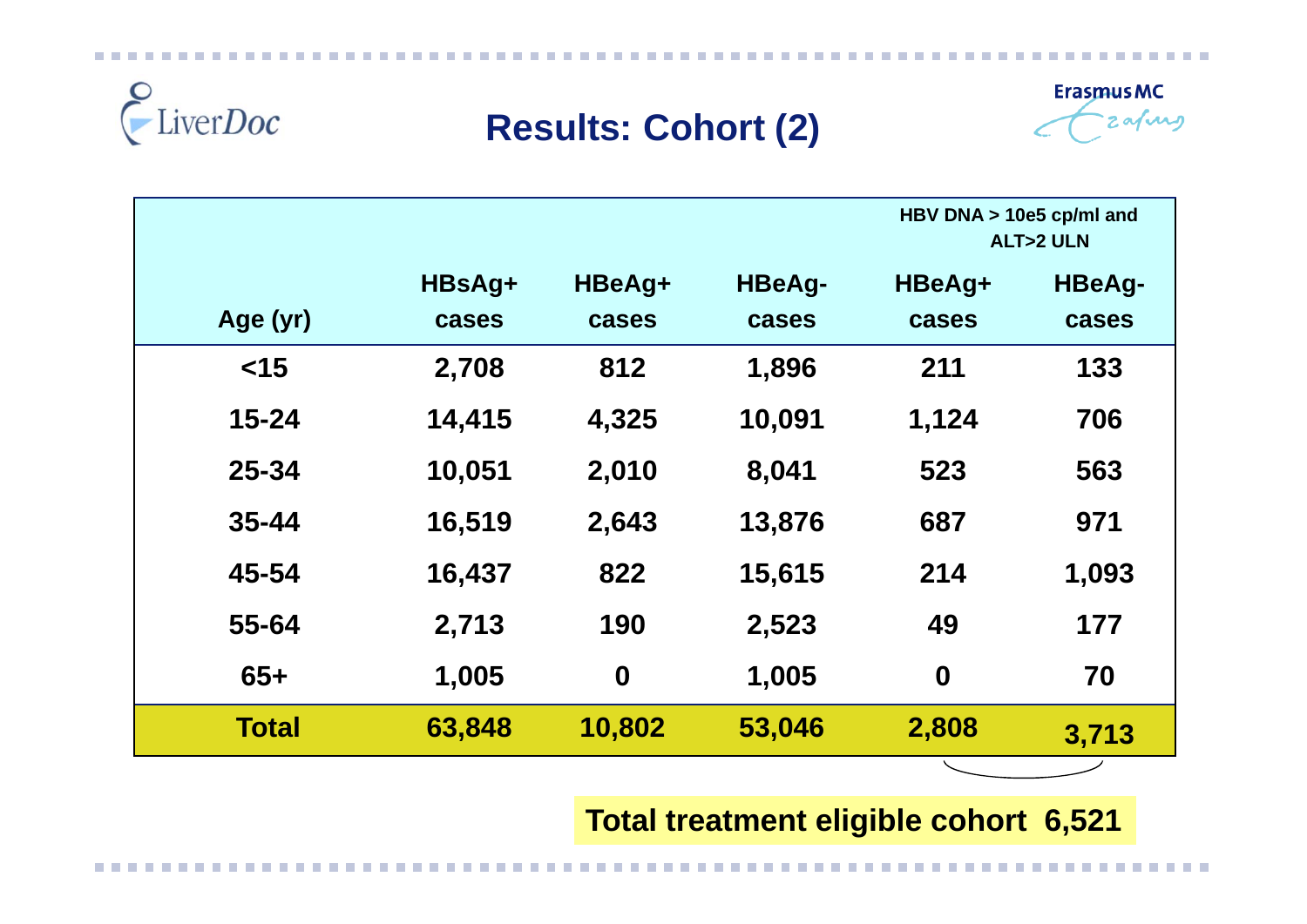# Results: Cohort (2)

| Age (yr) | HBsAg+ cases | HBeAg+ cases | HBeAg- cases | HBV DNA > 10e5 cp/ml and ALT>2 ULN: HBeAg+ cases | HBV DNA > 10e5 cp/ml and ALT>2 ULN: HBeAg- cases |
|---|---|---|---|---|---|
| <15 | 2,708 | 812 | 1,896 | 211 | 133 |
| 15-24 | 14,415 | 4,325 | 10,091 | 1,124 | 706 |
| 25-34 | 10,051 | 2,010 | 8,041 | 523 | 563 |
| 35-44 | 16,519 | 2,643 | 13,876 | 687 | 971 |
| 45-54 | 16,437 | 822 | 15,615 | 214 | 1,093 |
| 55-64 | 2,713 | 190 | 2,523 | 49 | 177 |
| 65+ | 1,005 | 0 | 1,005 | 0 | 70 |
| **Total** | **63,848** | **10,802** | **53,046** | **2,808** | **3,713** |

**Total treatment eligible cohort 6,521**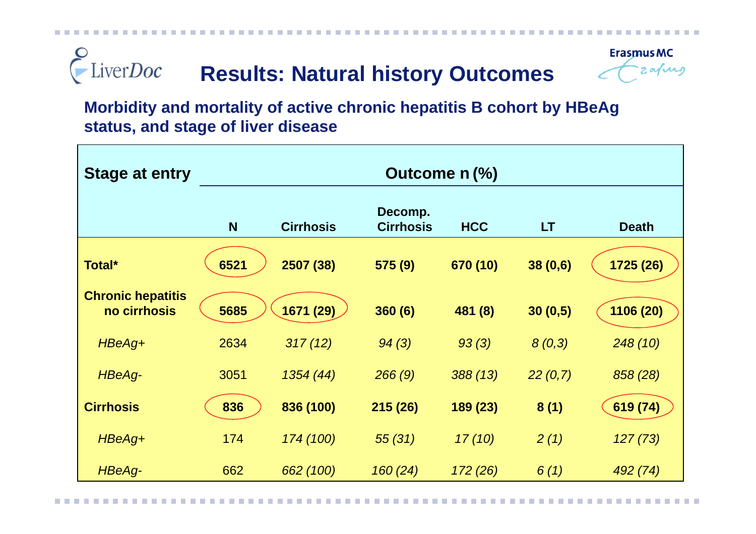# Results: Natural history Outcomes

**Morbidity and mortality of active chronic hepatitis B cohort by HBeAg status, and stage of liver disease**

| Stage at entry | Outcome n (%) | | | | | |
|---|---|---|---|---|---|---|
| | N | Cirrhosis | Decomp. Cirrhosis | HCC | LT | Death |
| **Total*** | **6521** | **2507 (38)** | **575 (9)** | **670 (10)** | **38 (0,6)** | **1725 (26)** |
| **Chronic hepatitis no cirrhosis** | **5685** | **1671 (29)** | **360 (6)** | **481 (8)** | **30 (0,5)** | **1106 (20)** |
| *HBeAg+* | 2634 | *317 (12)* | *94 (3)* | *93 (3)* | *8 (0,3)* | *248 (10)* |
| *HBeAg-* | 3051 | *1354 (44)* | *266 (9)* | *388 (13)* | *22 (0,7)* | *858 (28)* |
| **Cirrhosis** | **836** | **836 (100)** | **215 (26)** | **189 (23)** | **8 (1)** | **619 (74)** |
| *HBeAg+* | 174 | *174 (100)* | *55 (31)* | *17 (10)* | *2 (1)* | *127 (73)* |
| *HBeAg-* | 662 | *662 (100)* | *160 (24)* | *172 (26)* | *6 (1)* | *492 (74)* |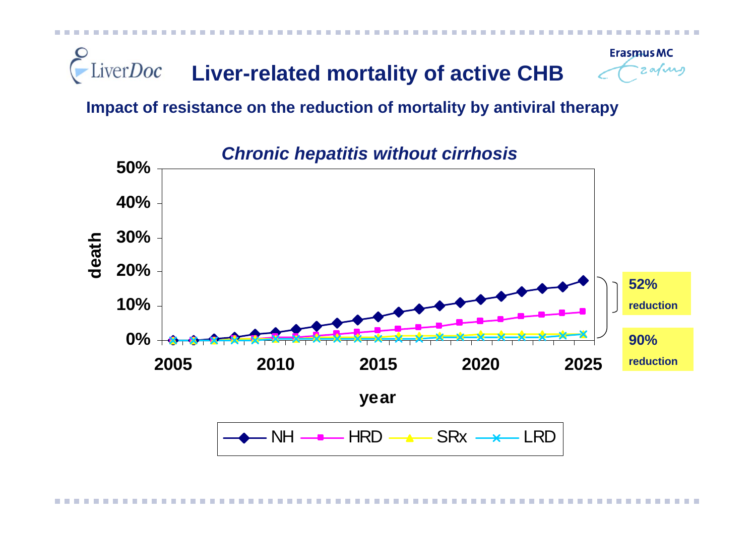# Liver-related mortality of active CHB

**Impact of resistance on the reduction of mortality by antiviral therapy**

*Chronic hepatitis without cirrhosis*

death

50%
40%
30%
20%
10%
0%

2005 2010 2015 2020 2025

year

NH HRD SRx LRD

**52% reduction**

**90% reduction**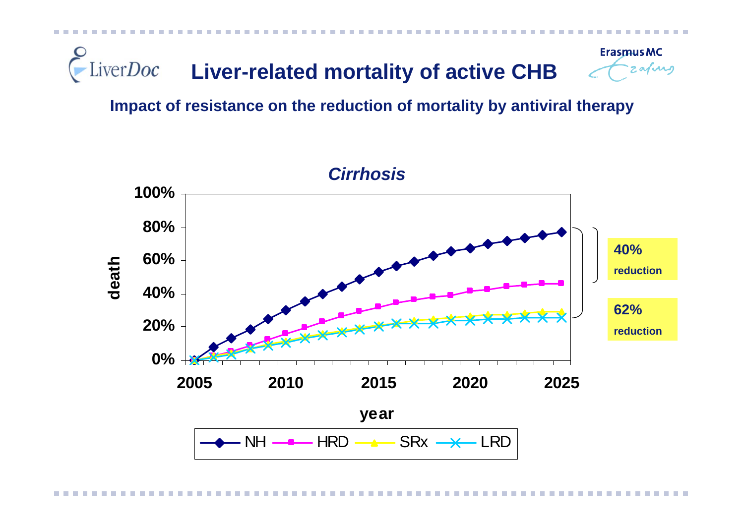# Liver-related mortality of active CHB

**Impact of resistance on the reduction of mortality by antiviral therapy**

*Cirrhosis*

**40% reduction**

**62% reduction**

Legend: NH, HRD, SRx, LRD

Y-axis: death (0%–100%)

X-axis: year (2005–2025)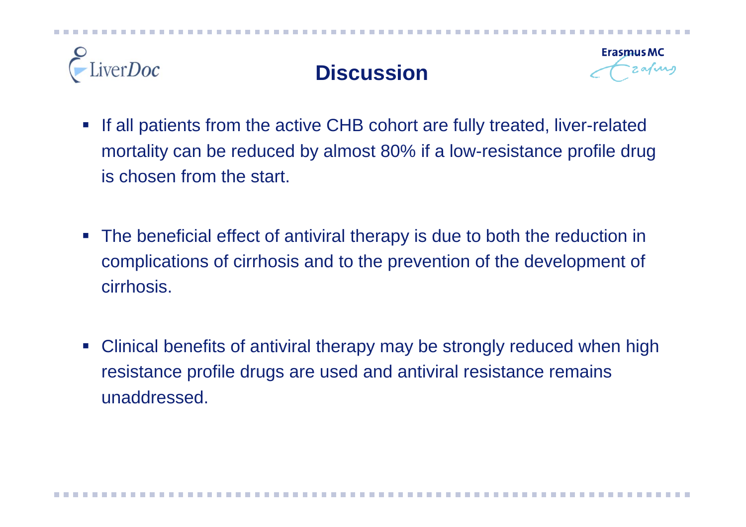# Discussion

- If all patients from the active CHB cohort are fully treated, liver-related mortality can be reduced by almost 80% if a low-resistance profile drug is chosen from the start.
- The beneficial effect of antiviral therapy is due to both the reduction in complications of cirrhosis and to the prevention of the development of cirrhosis.
- Clinical benefits of antiviral therapy may be strongly reduced when high resistance profile drugs are used and antiviral resistance remains unaddressed.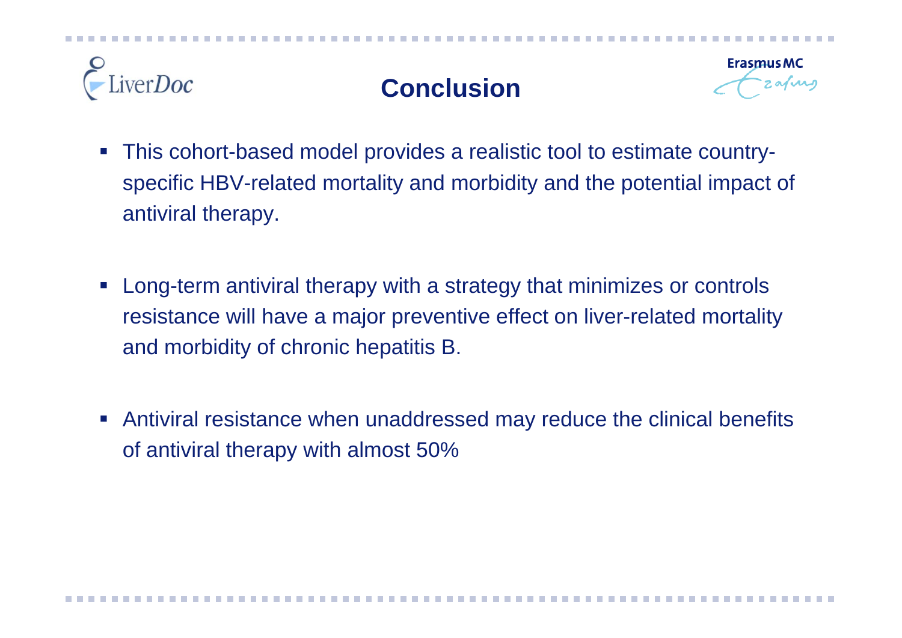# Conclusion

- This cohort-based model provides a realistic tool to estimate country-specific HBV-related mortality and morbidity and the potential impact of antiviral therapy.

- Long-term antiviral therapy with a strategy that minimizes or controls resistance will have a major preventive effect on liver-related mortality and morbidity of chronic hepatitis B.

- Antiviral resistance when unaddressed may reduce the clinical benefits of antiviral therapy with almost 50%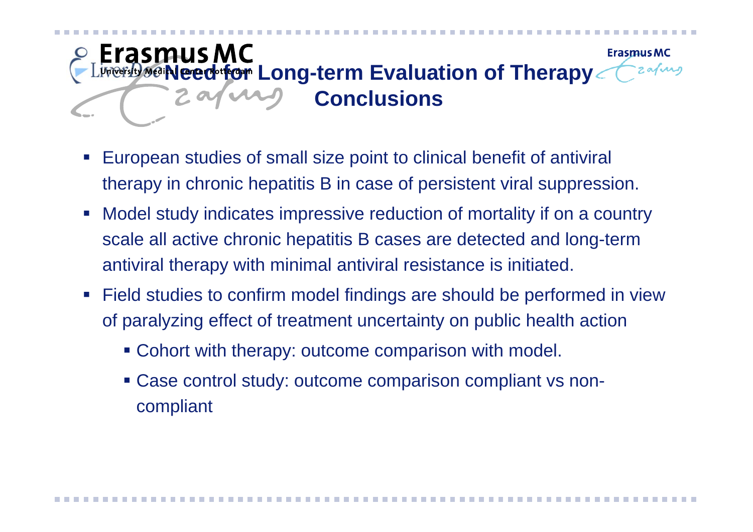# Need for Long-term Evaluation of Therapy
## Conclusions

- European studies of small size point to clinical benefit of antiviral therapy in chronic hepatitis B in case of persistent viral suppression.
- Model study indicates impressive reduction of mortality if on a country scale all active chronic hepatitis B cases are detected and long-term antiviral therapy with minimal antiviral resistance is initiated.
- Field studies to confirm model findings are should be performed in view of paralyzing effect of treatment uncertainty on public health action
  - Cohort with therapy: outcome comparison with model.
  - Case control study: outcome comparison compliant vs non-compliant